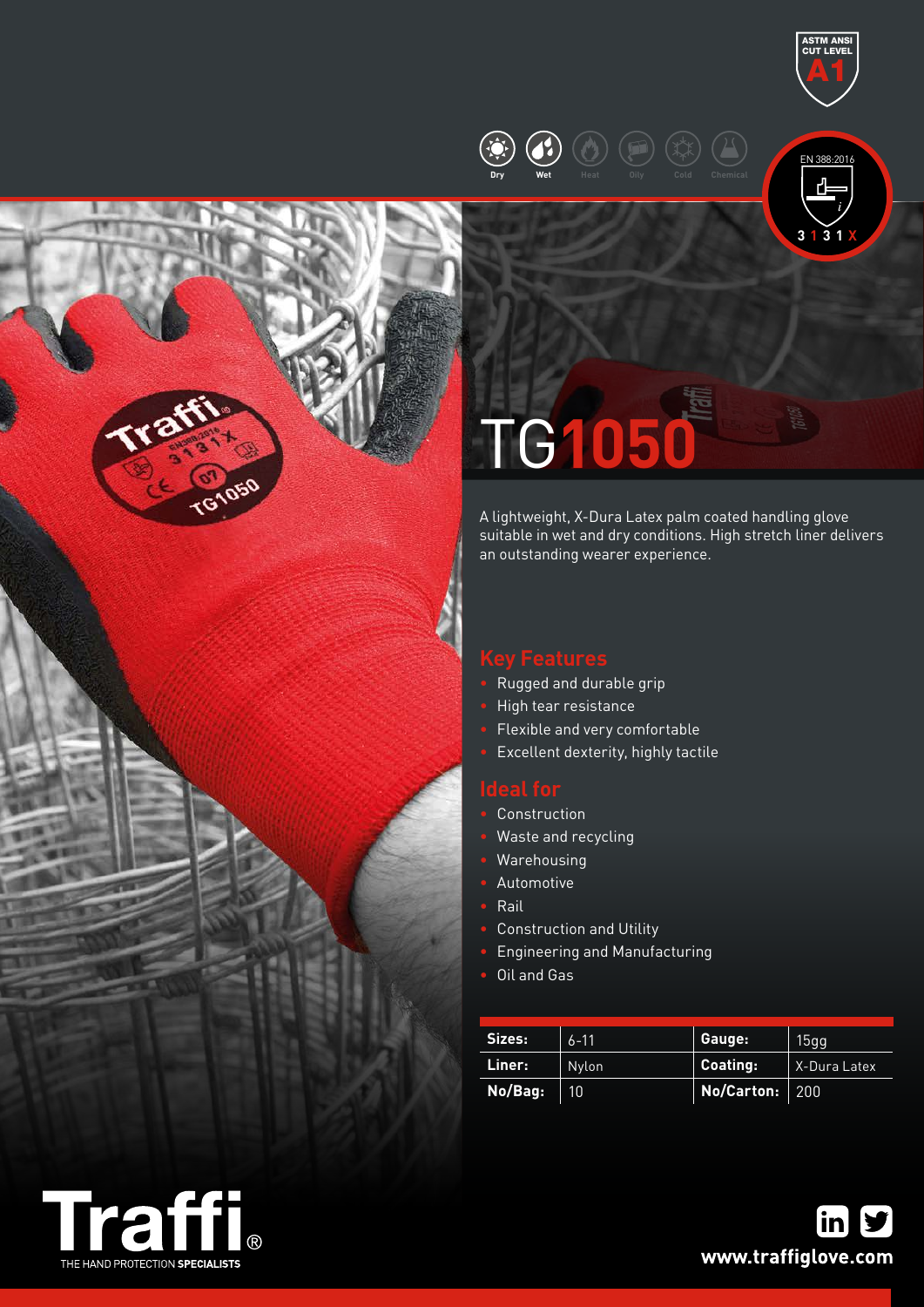ASTM ANSI CUT LEVEL A1

Dry | Wet | Heat | Oily | Cold | Chemical

EN 388:2016

3 1 3 1 X

# TG1050

A lightweight, X-Dura Latex palm coated handling glove suitable in wet and dry conditions. High stretch liner delivers an outstanding wearer experience.

## Key Features

- Rugged and durable grip
- High tear resistance
- Flexible and very comfortable
- Excellent dexterity, highly tactile

## Ideal for

- Construction
- Waste and recycling
- Warehousing
- Automotive
- Rail
- Construction and Utility
- Engineering and Manufacturing
- Oil and Gas

| **Sizes:** | 6-11 | **Gauge:** | 15gg |
|---|---|---|---|
| **Liner:** | Nylon | **Coating:** | X-Dura Latex |
| **No/Bag:** | 10 | **No/Carton:** | 200 |

**Traffi®**
THE HAND PROTECTION **SPECIALISTS**

**www.traffiglove.com**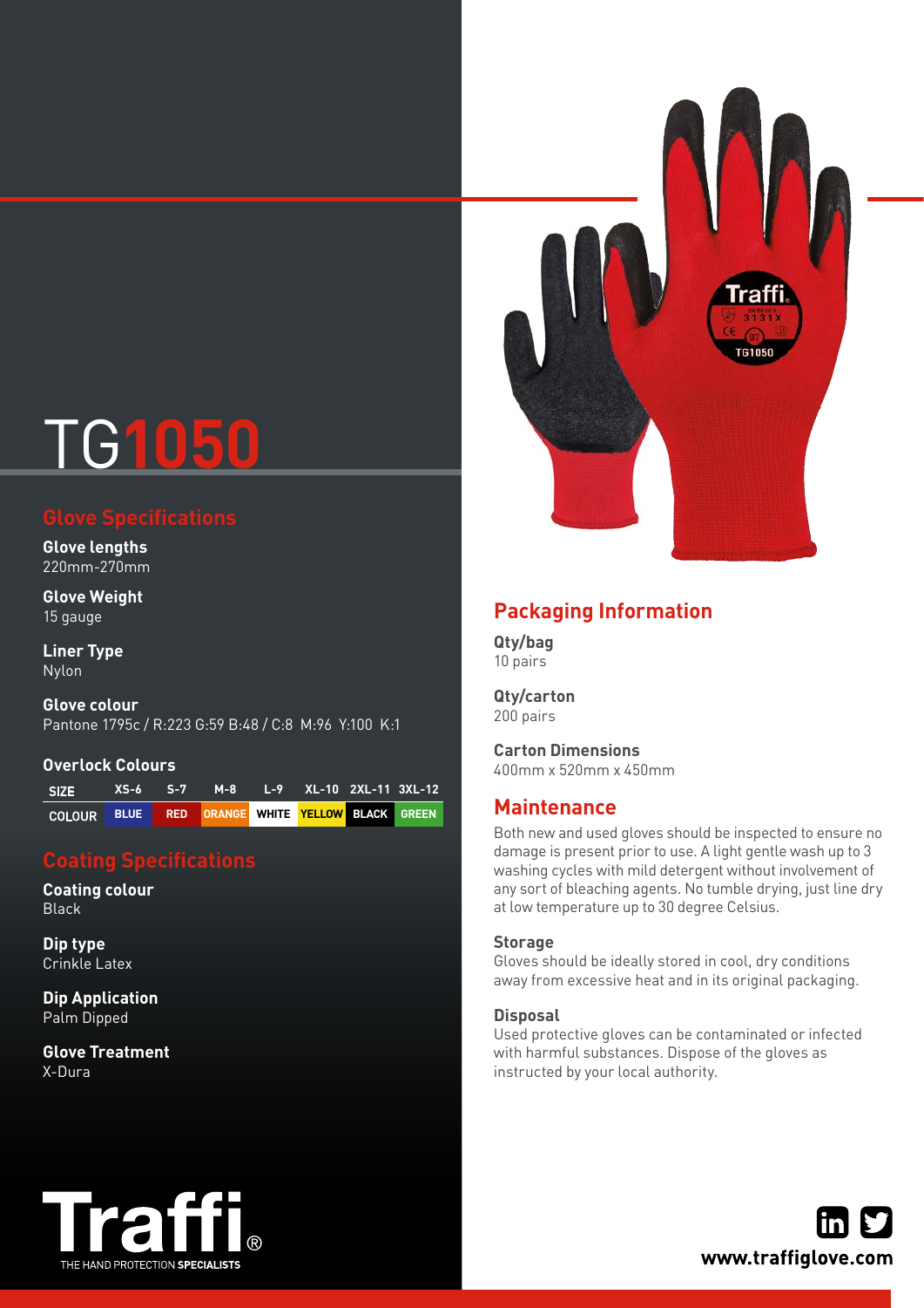# TG1050

## Glove Specifications

**Glove lengths**
220mm-270mm

**Glove Weight**
15 gauge

**Liner Type**
Nylon

**Glove colour**
Pantone 1795c / R:223 G:59 B:48 / C:8 M:96 Y:100 K:1

**Overlock Colours**

| SIZE | XS-6 | S-7 | M-8 | L-9 | XL-10 | 2XL-11 | 3XL-12 |
|---|---|---|---|---|---|---|---|
| COLOUR | BLUE | RED | ORANGE | WHITE | YELLOW | BLACK | GREEN |

## Coating Specifications

**Coating colour**
Black

**Dip type**
Crinkle Latex

**Dip Application**
Palm Dipped

**Glove Treatment**
X-Dura

## Packaging Information

**Qty/bag**
10 pairs

**Qty/carton**
200 pairs

**Carton Dimensions**
400mm x 520mm x 450mm

## Maintenance

Both new and used gloves should be inspected to ensure no damage is present prior to use. A light gentle wash up to 3 washing cycles with mild detergent without involvement of any sort of bleaching agents. No tumble drying, just line dry at low temperature up to 30 degree Celsius.

**Storage**
Gloves should be ideally stored in cool, dry conditions away from excessive heat and in its original packaging.

**Disposal**
Used protective gloves can be contaminated or infected with harmful substances. Dispose of the gloves as instructed by your local authority.

Traffi® THE HAND PROTECTION SPECIALISTS

www.traffiglove.com